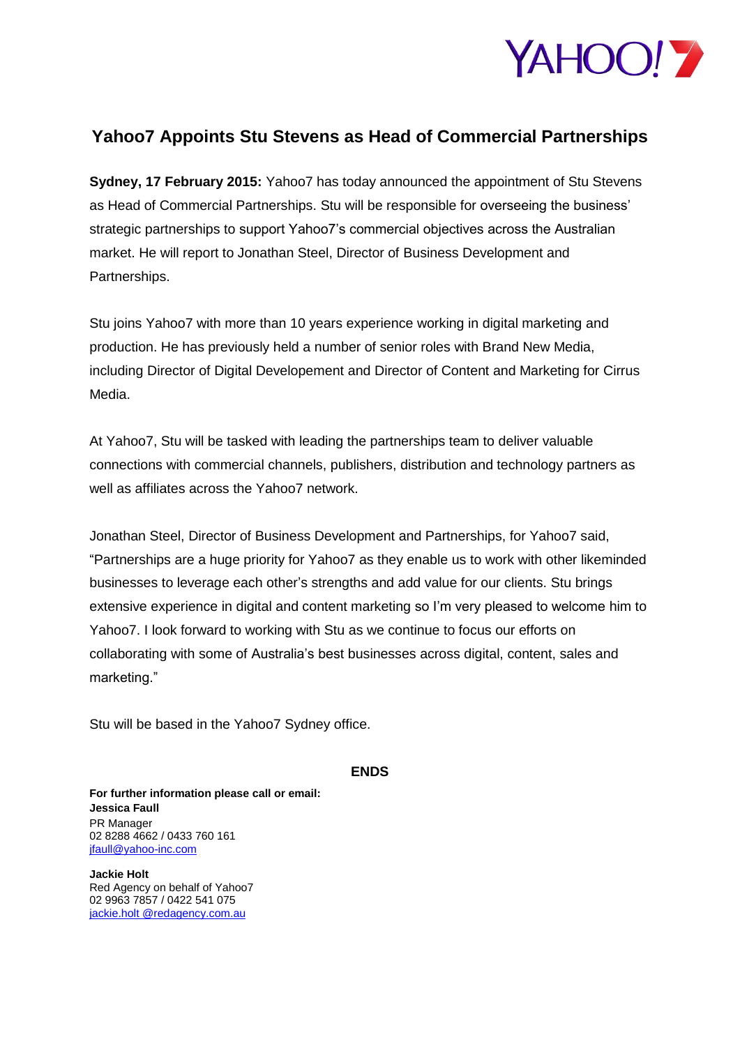# Yahoo7 Appoints Stu Stevens as Head of Commercial Partnerships

**Sydney, 17 February 2015:** Yahoo7 has today announced the appointment of Stu Stevens as Head of Commercial Partnerships. Stu will be responsible for overseeing the business' strategic partnerships to support Yahoo7's commercial objectives across the Australian market. He will report to Jonathan Steel, Director of Business Development and Partnerships.

Stu joins Yahoo7 with more than 10 years experience working in digital marketing and production. He has previously held a number of senior roles with Brand New Media, including Director of Digital Developement and Director of Content and Marketing for Cirrus Media.

At Yahoo7, Stu will be tasked with leading the partnerships team to deliver valuable connections with commercial channels, publishers, distribution and technology partners as well as affiliates across the Yahoo7 network.

Jonathan Steel, Director of Business Development and Partnerships, for Yahoo7 said, "Partnerships are a huge priority for Yahoo7 as they enable us to work with other likeminded businesses to leverage each other's strengths and add value for our clients. Stu brings extensive experience in digital and content marketing so I'm very pleased to welcome him to Yahoo7. I look forward to working with Stu as we continue to focus our efforts on collaborating with some of Australia's best businesses across digital, content, sales and marketing."

Stu will be based in the Yahoo7 Sydney office.

**ENDS**

**For further information please call or email:**
**Jessica Faull**
PR Manager
02 8288 4662 / 0433 760 161
jfaull@yahoo-inc.com

**Jackie Holt**
Red Agency on behalf of Yahoo7
02 9963 7857 / 0422 541 075
jackie.holt @redagency.com.au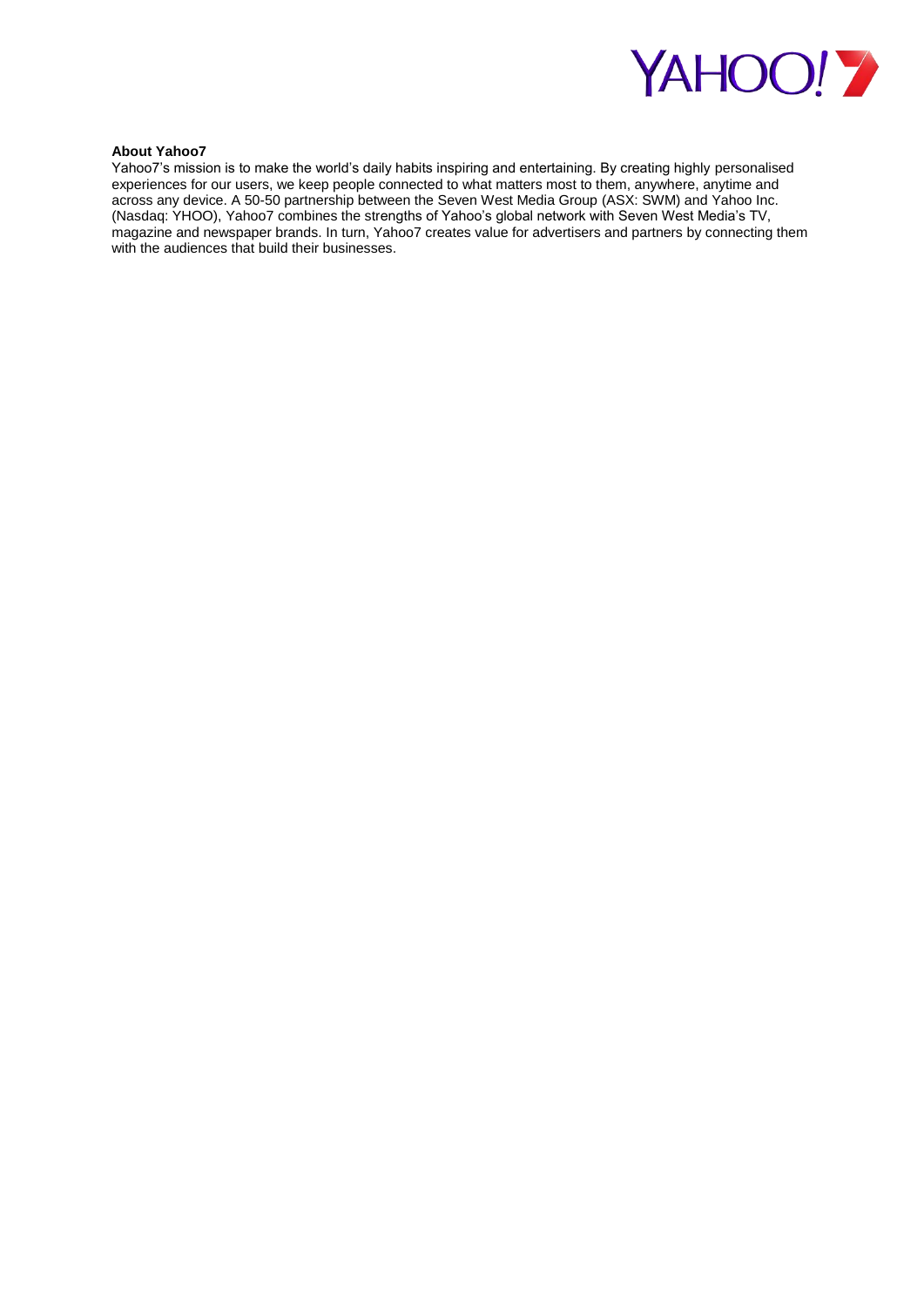**About Yahoo7**

Yahoo7's mission is to make the world's daily habits inspiring and entertaining. By creating highly personalised experiences for our users, we keep people connected to what matters most to them, anywhere, anytime and across any device. A 50-50 partnership between the Seven West Media Group (ASX: SWM) and Yahoo Inc. (Nasdaq: YHOO), Yahoo7 combines the strengths of Yahoo's global network with Seven West Media's TV, magazine and newspaper brands. In turn, Yahoo7 creates value for advertisers and partners by connecting them with the audiences that build their businesses.